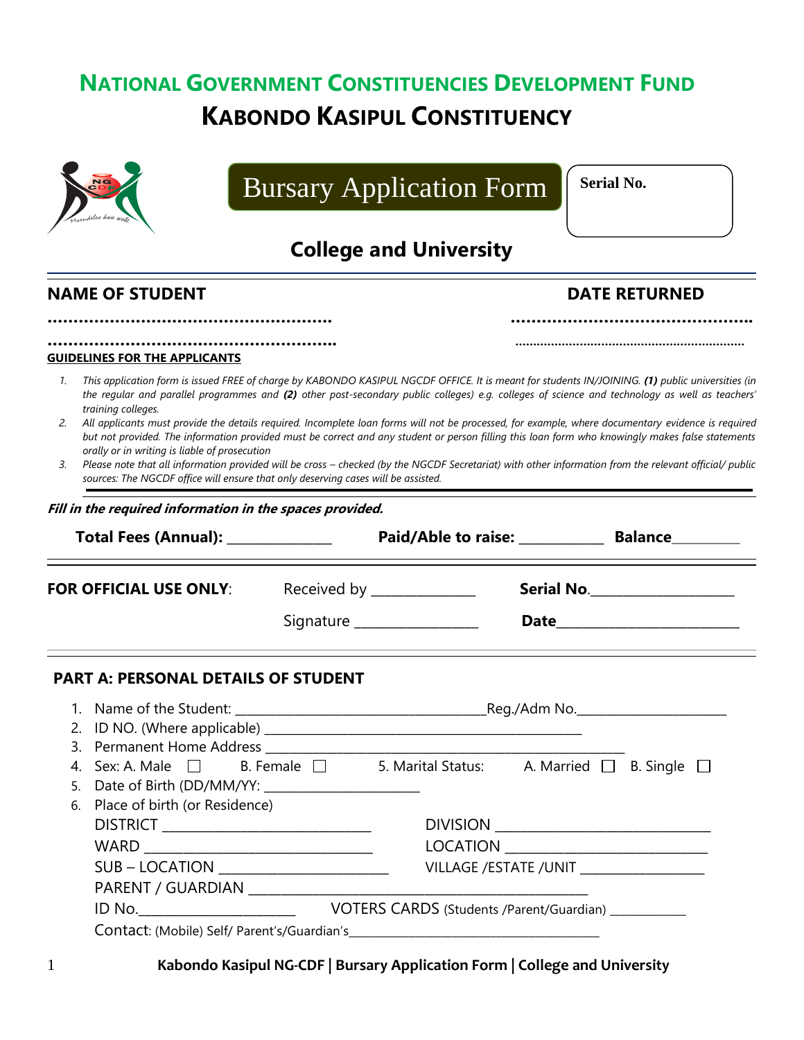# National Government Constituencies Development Fund

# Kabondo Kasipul Constituency

## Bursary Application Form

**Serial No.**

## College and University

**NAME OF STUDENT** ………………………………………………… ………………………………………………… **DATE RETURNED** ………………………………………… …………………………………………

**GUIDELINES FOR THE APPLICANTS**

1. *This application form is issued FREE of charge by KABONDO KASIPUL NGCDF OFFICE. It is meant for students IN/JOINING.* ***(1)*** *public universities (in the regular and parallel programmes and* ***(2)*** *other post-secondary public colleges) e.g. colleges of science and technology as well as teachers' training colleges.*
2. *All applicants must provide the details required. Incomplete loan forms will not be processed, for example, where documentary evidence is required but not provided. The information provided must be correct and any student or person filling this loan form who knowingly makes false statements orally or in writing is liable of prosecution*
3. *Please note that all information provided will be cross – checked (by the NGCDF Secretariat) with other information from the relevant official/ public sources: The NGCDF office will ensure that only deserving cases will be assisted.*

***Fill in the required information in the spaces provided.***

**Total Fees (Annual):** ______________ **Paid/Able to raise:** ___________ **Balance**_________

**FOR OFFICIAL USE ONLY**: Received by _____________ **Serial No.**___________________

Signature ________________ **Date**________________________

### PART A: PERSONAL DETAILS OF STUDENT

1. Name of the Student: ___________________________________Reg./Adm No.______________________
2. ID NO. (Where applicable) ____________________________________________
3. Permanent Home Address ________________________________________________
4. Sex: A. Male ☐ B. Female ☐ 5. Marital Status: A. Married ☐ B. Single ☐
5. Date of Birth (DD/MM/YY: ______________________
6. Place of birth (or Residence)

   DISTRICT _____________________________ DIVISION ______________________________

   WARD _______________________________ LOCATION ____________________________

   SUB – LOCATION _______________________ VILLAGE /ESTATE /UNIT _________________

   PARENT / GUARDIAN _______________________________________________

   ID No.______________________ VOTERS CARDS (Students /Parent/Guardian) ___________

   Contact: (Mobile) Self/ Parent's/Guardian's_______________________________________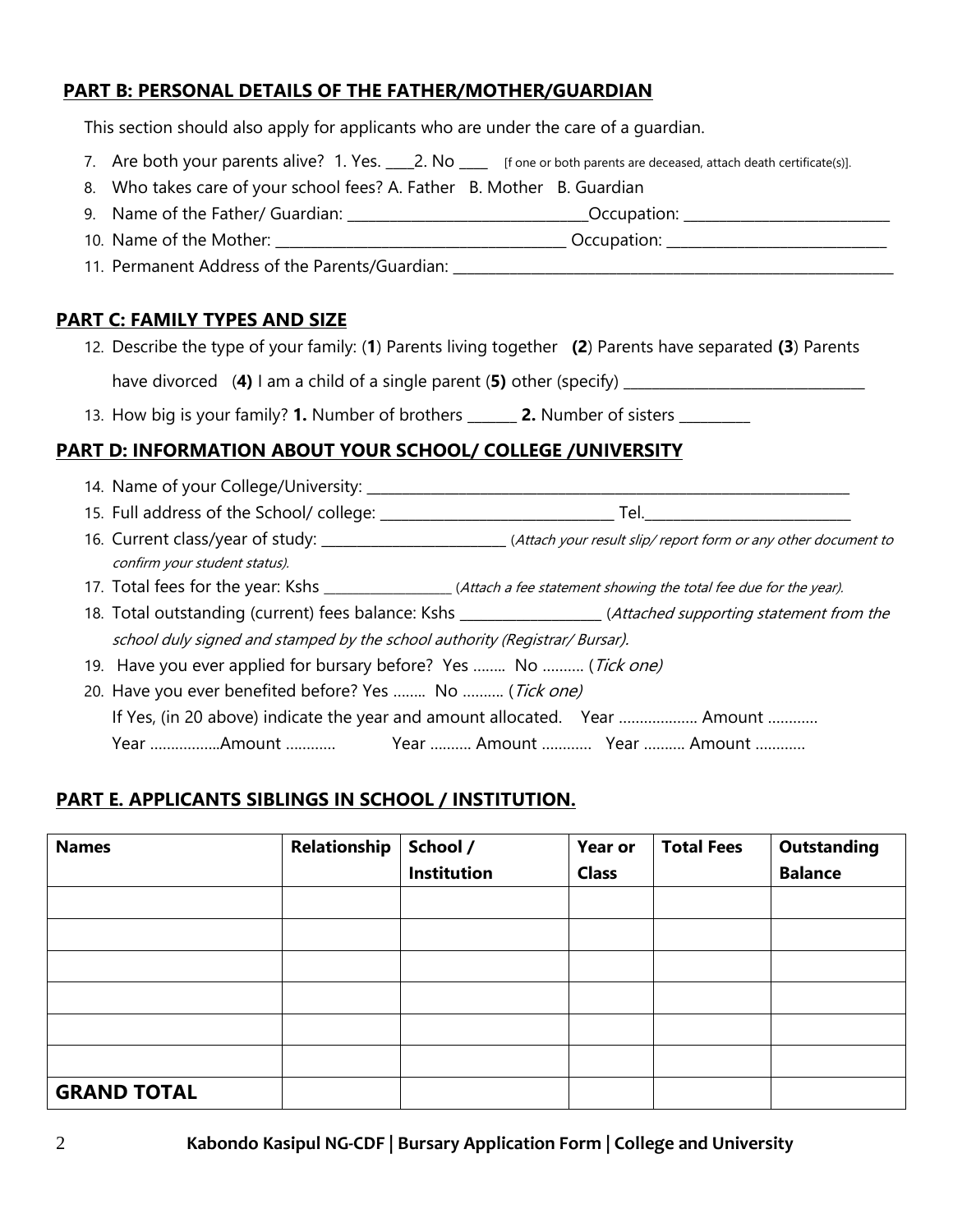## PART B: PERSONAL DETAILS OF THE FATHER/MOTHER/GUARDIAN

This section should also apply for applicants who are under the care of a guardian.

7. Are both your parents alive? 1. Yes. ____2. No ____ [f one or both parents are deceased, attach death certificate(s)].
8. Who takes care of your school fees? A. Father B. Mother B. Guardian
9. Name of the Father/ Guardian: ________________________________Occupation: ___________________________
10. Name of the Mother: ______________________________________ Occupation: _____________________________
11. Permanent Address of the Parents/Guardian: ____________________________________________________________

## PART C: FAMILY TYPES AND SIZE

12. Describe the type of your family: (**1**) Parents living together (**2**) Parents have separated **(3**) Parents have divorced (**4)** I am a child of a single parent (**5)** other (specify) ________________________________
13. How big is your family? **1.** Number of brothers _______ **2.** Number of sisters __________

## PART D: INFORMATION ABOUT YOUR SCHOOL/ COLLEGE /UNIVERSITY

14. Name of your College/University: _________________________________________________________________
15. Full address of the School/ college: _______________________________ Tel.____________________________
16. Current class/year of study: __________________________ (*Attach your result slip/ report form or any other document to confirm your student status).*
17. Total fees for the year: Kshs __________________ (*Attach a fee statement showing the total fee due for the year).*
18. Total outstanding (current) fees balance: Kshs ___________________ (*Attached supporting statement from the school duly signed and stamped by the school authority (Registrar/ Bursar).*
19. Have you ever applied for bursary before? Yes …….. No ………. (*Tick one)*
20. Have you ever benefited before? Yes …….. No ………. (*Tick one)*
    If Yes, (in 20 above) indicate the year and amount allocated. Year ………………. Amount …………
    Year ……………..Amount ………… Year ………. Amount ………… Year ………. Amount …………

## PART E. APPLICANTS SIBLINGS IN SCHOOL / INSTITUTION.

| Names | Relationship | School / Institution | Year or Class | Total Fees | Outstanding Balance |
|---|---|---|---|---|---|
| | | | | | |
| | | | | | |
| | | | | | |
| | | | | | |
| | | | | | |
| | | | | | |
| **GRAND TOTAL** | | | | | |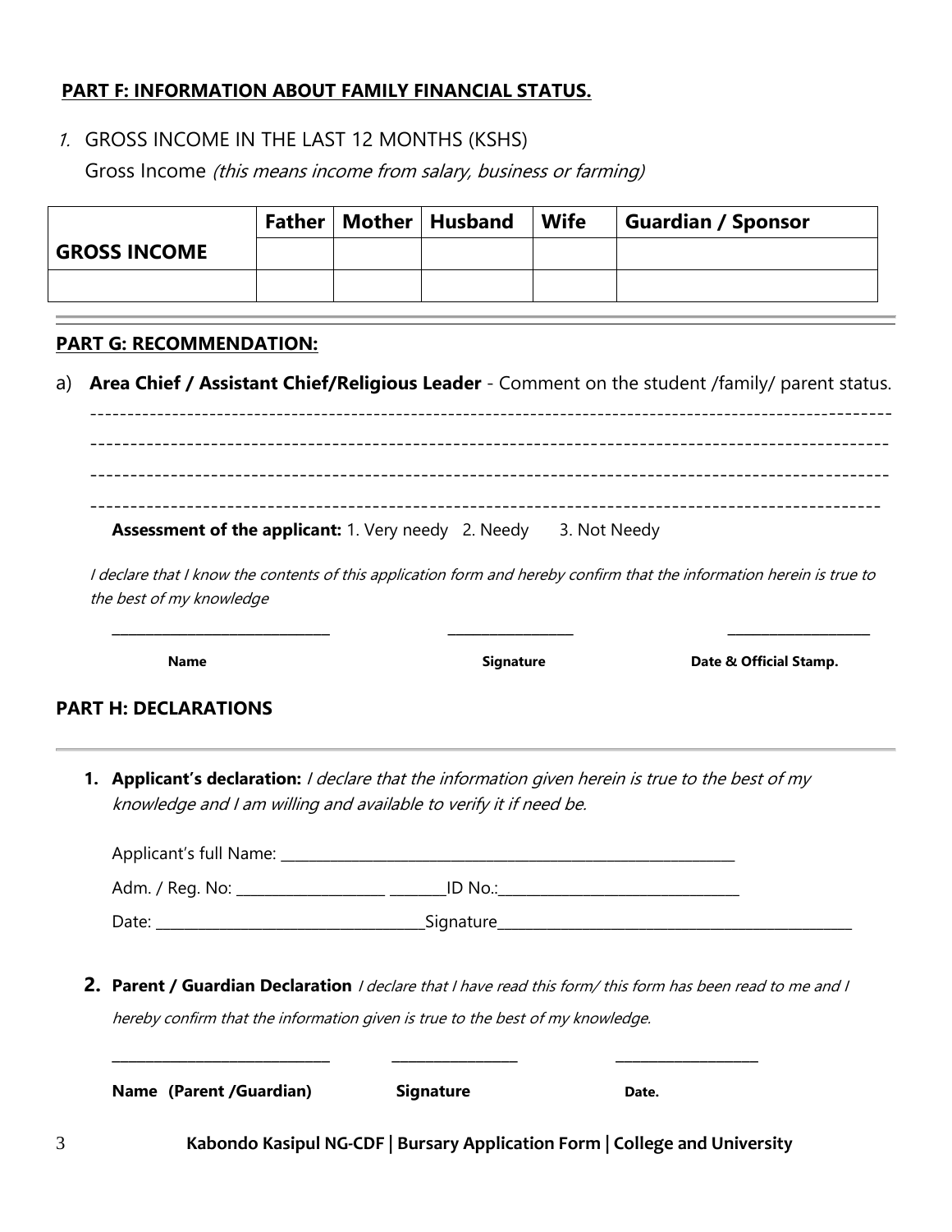**PART F: INFORMATION ABOUT FAMILY FINANCIAL STATUS.**

1. GROSS INCOME IN THE LAST 12 MONTHS (KSHS)

   Gross Income *(this means income from salary, business or farming)*

| | Father | Mother | Husband | Wife | Guardian / Sponsor |
|---|---|---|---|---|---|
| **GROSS INCOME** | | | | | |
| | | | | | |

**PART G: RECOMMENDATION:**

a) **Area Chief / Assistant Chief/Religious Leader** - Comment on the student /family/ parent status.

------------------------------------------------------------------------------------------------------------

------------------------------------------------------------------------------------------------------------

------------------------------------------------------------------------------------------------------------

------------------------------------------------------------------------------------------------------------

**Assessment of the applicant:** 1. Very needy 2. Needy 3. Not Needy

*I declare that I know the contents of this application form and hereby confirm that the information herein is true to the best of my knowledge*

______________________________ ________________ ___________________

**Name** **Signature** **Date & Official Stamp.**

## PART H: DECLARATIONS

1. **Applicant's declaration:** *I declare that the information given herein is true to the best of my knowledge and I am willing and available to verify it if need be.*

   Applicant's full Name: ______________________________________________

   Adm. / Reg. No: ___________________ ________ID No.:_______________________________

   Date: ___________________________________Signature______________________________________________

2. **Parent / Guardian Declaration** *I declare that I have read this form/ this form has been read to me and I hereby confirm that the information given is true to the best of my knowledge.*

   ______________________________ ________________ ___________________

   **Name (Parent /Guardian)** **Signature** **Date.**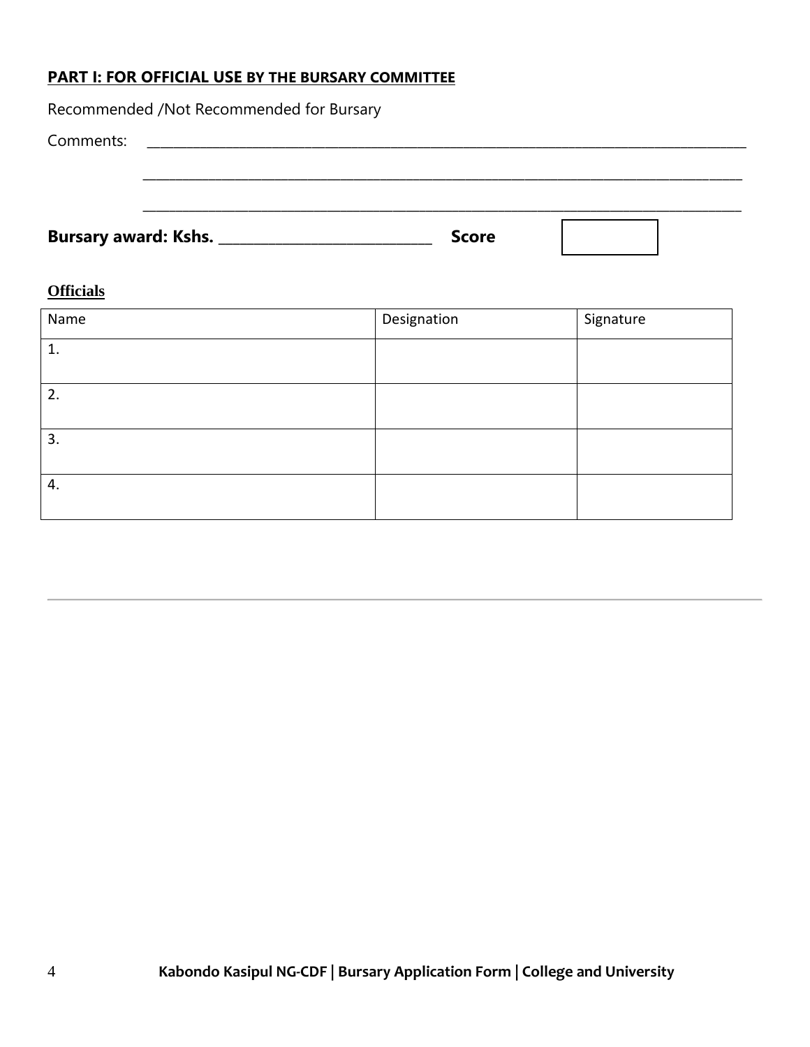## PART I: FOR OFFICIAL USE BY THE BURSARY COMMITTEE

Recommended /Not Recommended for Bursary

Comments: ________________________________________________________________________________

________________________________________________________________________________

________________________________________________________________________________

**Bursary award: Kshs.** ___________________________ **Score** [ ]

**Officials**

| Name | Designation | Signature |
|---|---|---|
| 1. | | |
| 2. | | |
| 3. | | |
| 4. | | |